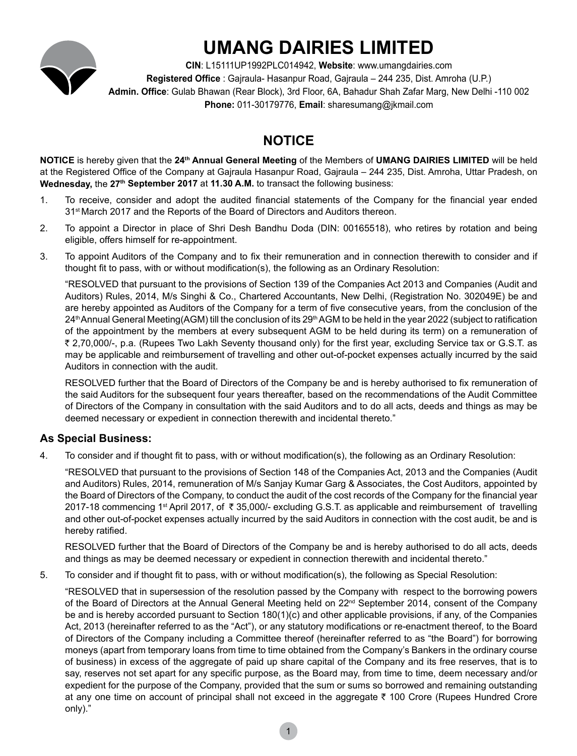# UMANG DAIRIES LIMITED

**CIN**: L15111UP1992PLC014942, **Website**: www.umangdairies.com
**Registered Office** : Gajraula- Hasanpur Road, Gajraula – 244 235, Dist. Amroha (U.P.)
**Admin. Office**: Gulab Bhawan (Rear Block), 3rd Floor, 6A, Bahadur Shah Zafar Marg, New Delhi -110 002
**Phone:** 011-30179776, **Email**: sharesumang@jkmail.com

## NOTICE

**NOTICE** is hereby given that the **24th Annual General Meeting** of the Members of **UMANG DAIRIES LIMITED** will be held at the Registered Office of the Company at Gajraula Hasanpur Road, Gajraula – 244 235, Dist. Amroha, Uttar Pradesh, on **Wednesday,** the **27th September 2017** at **11.30 A.M.** to transact the following business:

1. To receive, consider and adopt the audited financial statements of the Company for the financial year ended 31st March 2017 and the Reports of the Board of Directors and Auditors thereon.

2. To appoint a Director in place of Shri Desh Bandhu Doda (DIN: 00165518), who retires by rotation and being eligible, offers himself for re-appointment.

3. To appoint Auditors of the Company and to fix their remuneration and in connection therewith to consider and if thought fit to pass, with or without modification(s), the following as an Ordinary Resolution:

   "RESOLVED that pursuant to the provisions of Section 139 of the Companies Act 2013 and Companies (Audit and Auditors) Rules, 2014, M/s Singhi & Co., Chartered Accountants, New Delhi, (Registration No. 302049E) be and are hereby appointed as Auditors of the Company for a term of five consecutive years, from the conclusion of the 24th Annual General Meeting(AGM) till the conclusion of its 29th AGM to be held in the year 2022 (subject to ratification of the appointment by the members at every subsequent AGM to be held during its term) on a remuneration of ₹ 2,70,000/-, p.a. (Rupees Two Lakh Seventy thousand only) for the first year, excluding Service tax or G.S.T. as may be applicable and reimbursement of travelling and other out-of-pocket expenses actually incurred by the said Auditors in connection with the audit.

   RESOLVED further that the Board of Directors of the Company be and is hereby authorised to fix remuneration of the said Auditors for the subsequent four years thereafter, based on the recommendations of the Audit Committee of Directors of the Company in consultation with the said Auditors and to do all acts, deeds and things as may be deemed necessary or expedient in connection therewith and incidental thereto."

### As Special Business:

4. To consider and if thought fit to pass, with or without modification(s), the following as an Ordinary Resolution:

   "RESOLVED that pursuant to the provisions of Section 148 of the Companies Act, 2013 and the Companies (Audit and Auditors) Rules, 2014, remuneration of M/s Sanjay Kumar Garg & Associates, the Cost Auditors, appointed by the Board of Directors of the Company, to conduct the audit of the cost records of the Company for the financial year 2017-18 commencing 1st April 2017, of ₹ 35,000/- excluding G.S.T. as applicable and reimbursement of travelling and other out-of-pocket expenses actually incurred by the said Auditors in connection with the cost audit, be and is hereby ratified.

   RESOLVED further that the Board of Directors of the Company be and is hereby authorised to do all acts, deeds and things as may be deemed necessary or expedient in connection therewith and incidental thereto."

5. To consider and if thought fit to pass, with or without modification(s), the following as Special Resolution:

   "RESOLVED that in supersession of the resolution passed by the Company with respect to the borrowing powers of the Board of Directors at the Annual General Meeting held on 22nd September 2014, consent of the Company be and is hereby accorded pursuant to Section 180(1)(c) and other applicable provisions, if any, of the Companies Act, 2013 (hereinafter referred to as the "Act"), or any statutory modifications or re-enactment thereof, to the Board of Directors of the Company including a Committee thereof (hereinafter referred to as "the Board") for borrowing moneys (apart from temporary loans from time to time obtained from the Company's Bankers in the ordinary course of business) in excess of the aggregate of paid up share capital of the Company and its free reserves, that is to say, reserves not set apart for any specific purpose, as the Board may, from time to time, deem necessary and/or expedient for the purpose of the Company, provided that the sum or sums so borrowed and remaining outstanding at any one time on account of principal shall not exceed in the aggregate ₹ 100 Crore (Rupees Hundred Crore only)."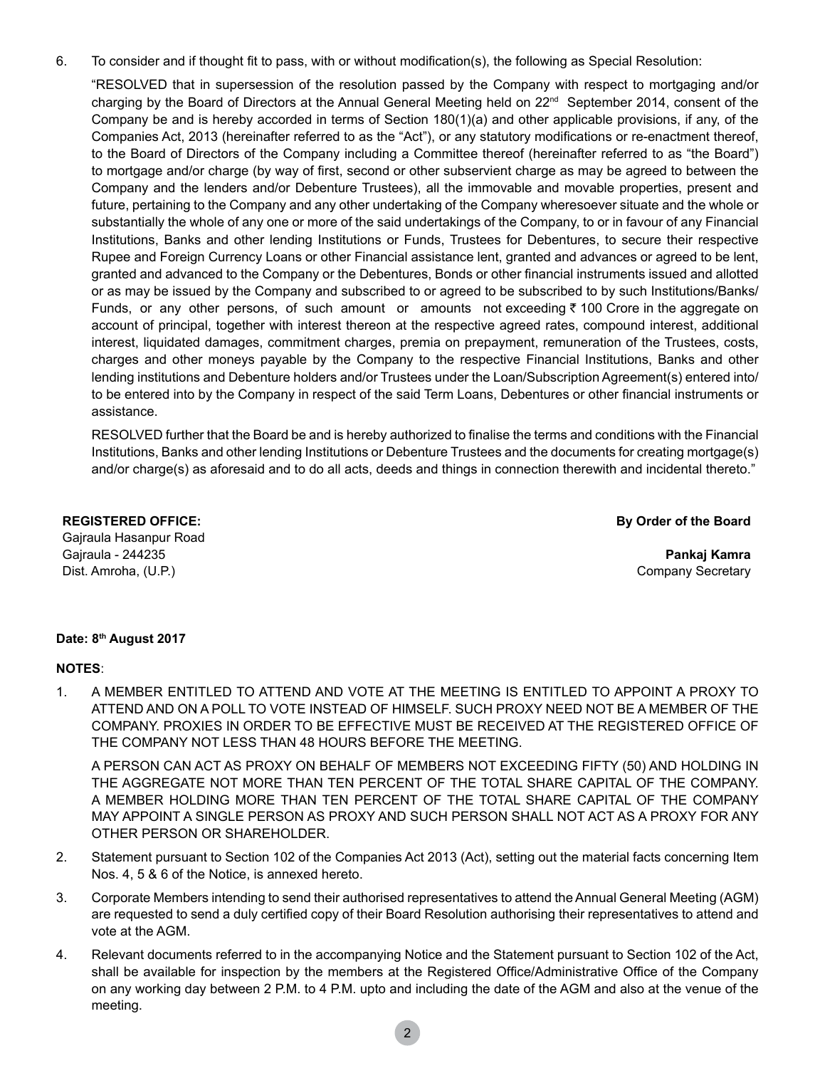6. To consider and if thought fit to pass, with or without modification(s), the following as Special Resolution:

"RESOLVED that in supersession of the resolution passed by the Company with respect to mortgaging and/or charging by the Board of Directors at the Annual General Meeting held on 22nd September 2014, consent of the Company be and is hereby accorded in terms of Section 180(1)(a) and other applicable provisions, if any, of the Companies Act, 2013 (hereinafter referred to as the "Act"), or any statutory modifications or re-enactment thereof, to the Board of Directors of the Company including a Committee thereof (hereinafter referred to as "the Board") to mortgage and/or charge (by way of first, second or other subservient charge as may be agreed to between the Company and the lenders and/or Debenture Trustees), all the immovable and movable properties, present and future, pertaining to the Company and any other undertaking of the Company wheresoever situate and the whole or substantially the whole of any one or more of the said undertakings of the Company, to or in favour of any Financial Institutions, Banks and other lending Institutions or Funds, Trustees for Debentures, to secure their respective Rupee and Foreign Currency Loans or other Financial assistance lent, granted and advances or agreed to be lent, granted and advanced to the Company or the Debentures, Bonds or other financial instruments issued and allotted or as may be issued by the Company and subscribed to or agreed to be subscribed to by such Institutions/Banks/ Funds, or any other persons, of such amount or amounts not exceeding ₹ 100 Crore in the aggregate on account of principal, together with interest thereon at the respective agreed rates, compound interest, additional interest, liquidated damages, commitment charges, premia on prepayment, remuneration of the Trustees, costs, charges and other moneys payable by the Company to the respective Financial Institutions, Banks and other lending institutions and Debenture holders and/or Trustees under the Loan/Subscription Agreement(s) entered into/ to be entered into by the Company in respect of the said Term Loans, Debentures or other financial instruments or assistance.

RESOLVED further that the Board be and is hereby authorized to finalise the terms and conditions with the Financial Institutions, Banks and other lending Institutions or Debenture Trustees and the documents for creating mortgage(s) and/or charge(s) as aforesaid and to do all acts, deeds and things in connection therewith and incidental thereto."

**REGISTERED OFFICE:**
Gajraula Hasanpur Road
Gajraula - 244235
Dist. Amroha, (U.P.)

**By Order of the Board**

**Pankaj Kamra**
Company Secretary

**Date: 8th August 2017**

**NOTES**:

1. A MEMBER ENTITLED TO ATTEND AND VOTE AT THE MEETING IS ENTITLED TO APPOINT A PROXY TO ATTEND AND ON A POLL TO VOTE INSTEAD OF HIMSELF. SUCH PROXY NEED NOT BE A MEMBER OF THE COMPANY. PROXIES IN ORDER TO BE EFFECTIVE MUST BE RECEIVED AT THE REGISTERED OFFICE OF THE COMPANY NOT LESS THAN 48 HOURS BEFORE THE MEETING.

   A PERSON CAN ACT AS PROXY ON BEHALF OF MEMBERS NOT EXCEEDING FIFTY (50) AND HOLDING IN THE AGGREGATE NOT MORE THAN TEN PERCENT OF THE TOTAL SHARE CAPITAL OF THE COMPANY. A MEMBER HOLDING MORE THAN TEN PERCENT OF THE TOTAL SHARE CAPITAL OF THE COMPANY MAY APPOINT A SINGLE PERSON AS PROXY AND SUCH PERSON SHALL NOT ACT AS A PROXY FOR ANY OTHER PERSON OR SHAREHOLDER.

2. Statement pursuant to Section 102 of the Companies Act 2013 (Act), setting out the material facts concerning Item Nos. 4, 5 & 6 of the Notice, is annexed hereto.

3. Corporate Members intending to send their authorised representatives to attend the Annual General Meeting (AGM) are requested to send a duly certified copy of their Board Resolution authorising their representatives to attend and vote at the AGM.

4. Relevant documents referred to in the accompanying Notice and the Statement pursuant to Section 102 of the Act, shall be available for inspection by the members at the Registered Office/Administrative Office of the Company on any working day between 2 P.M. to 4 P.M. upto and including the date of the AGM and also at the venue of the meeting.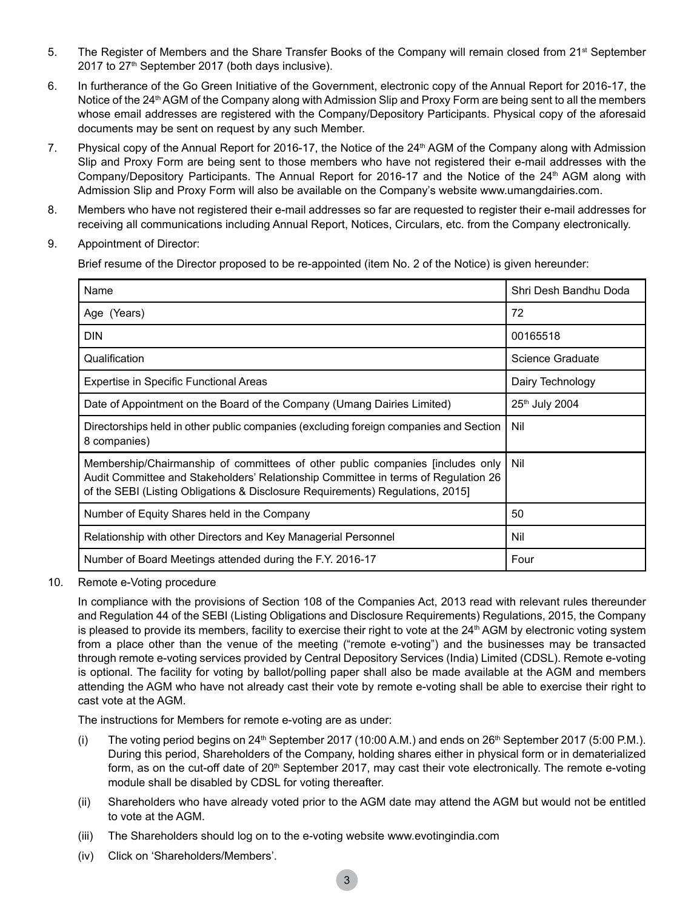5. The Register of Members and the Share Transfer Books of the Company will remain closed from 21st September 2017 to 27th September 2017 (both days inclusive).

6. In furtherance of the Go Green Initiative of the Government, electronic copy of the Annual Report for 2016-17, the Notice of the 24th AGM of the Company along with Admission Slip and Proxy Form are being sent to all the members whose email addresses are registered with the Company/Depository Participants. Physical copy of the aforesaid documents may be sent on request by any such Member.

7. Physical copy of the Annual Report for 2016-17, the Notice of the 24th AGM of the Company along with Admission Slip and Proxy Form are being sent to those members who have not registered their e-mail addresses with the Company/Depository Participants. The Annual Report for 2016-17 and the Notice of the 24th AGM along with Admission Slip and Proxy Form will also be available on the Company's website www.umangdairies.com.

8. Members who have not registered their e-mail addresses so far are requested to register their e-mail addresses for receiving all communications including Annual Report, Notices, Circulars, etc. from the Company electronically.

9. Appointment of Director:

   Brief resume of the Director proposed to be re-appointed (item No. 2 of the Notice) is given hereunder:

| Name | Shri Desh Bandhu Doda |
|---|---|
| Age (Years) | 72 |
| DIN | 00165518 |
| Qualification | Science Graduate |
| Expertise in Specific Functional Areas | Dairy Technology |
| Date of Appointment on the Board of the Company (Umang Dairies Limited) | 25th July 2004 |
| Directorships held in other public companies (excluding foreign companies and Section 8 companies) | Nil |
| Membership/Chairmanship of committees of other public companies [includes only Audit Committee and Stakeholders' Relationship Committee in terms of Regulation 26 of the SEBI (Listing Obligations & Disclosure Requirements) Regulations, 2015] | Nil |
| Number of Equity Shares held in the Company | 50 |
| Relationship with other Directors and Key Managerial Personnel | Nil |
| Number of Board Meetings attended during the F.Y. 2016-17 | Four |

10. Remote e-Voting procedure

    In compliance with the provisions of Section 108 of the Companies Act, 2013 read with relevant rules thereunder and Regulation 44 of the SEBI (Listing Obligations and Disclosure Requirements) Regulations, 2015, the Company is pleased to provide its members, facility to exercise their right to vote at the 24th AGM by electronic voting system from a place other than the venue of the meeting ("remote e-voting") and the businesses may be transacted through remote e-voting services provided by Central Depository Services (India) Limited (CDSL). Remote e-voting is optional. The facility for voting by ballot/polling paper shall also be made available at the AGM and members attending the AGM who have not already cast their vote by remote e-voting shall be able to exercise their right to cast vote at the AGM.

    The instructions for Members for remote e-voting are as under:

    (i) The voting period begins on 24th September 2017 (10:00 A.M.) and ends on 26th September 2017 (5:00 P.M.). During this period, Shareholders of the Company, holding shares either in physical form or in dematerialized form, as on the cut-off date of 20th September 2017, may cast their vote electronically. The remote e-voting module shall be disabled by CDSL for voting thereafter.

    (ii) Shareholders who have already voted prior to the AGM date may attend the AGM but would not be entitled to vote at the AGM.

    (iii) The Shareholders should log on to the e-voting website www.evotingindia.com

    (iv) Click on 'Shareholders/Members'.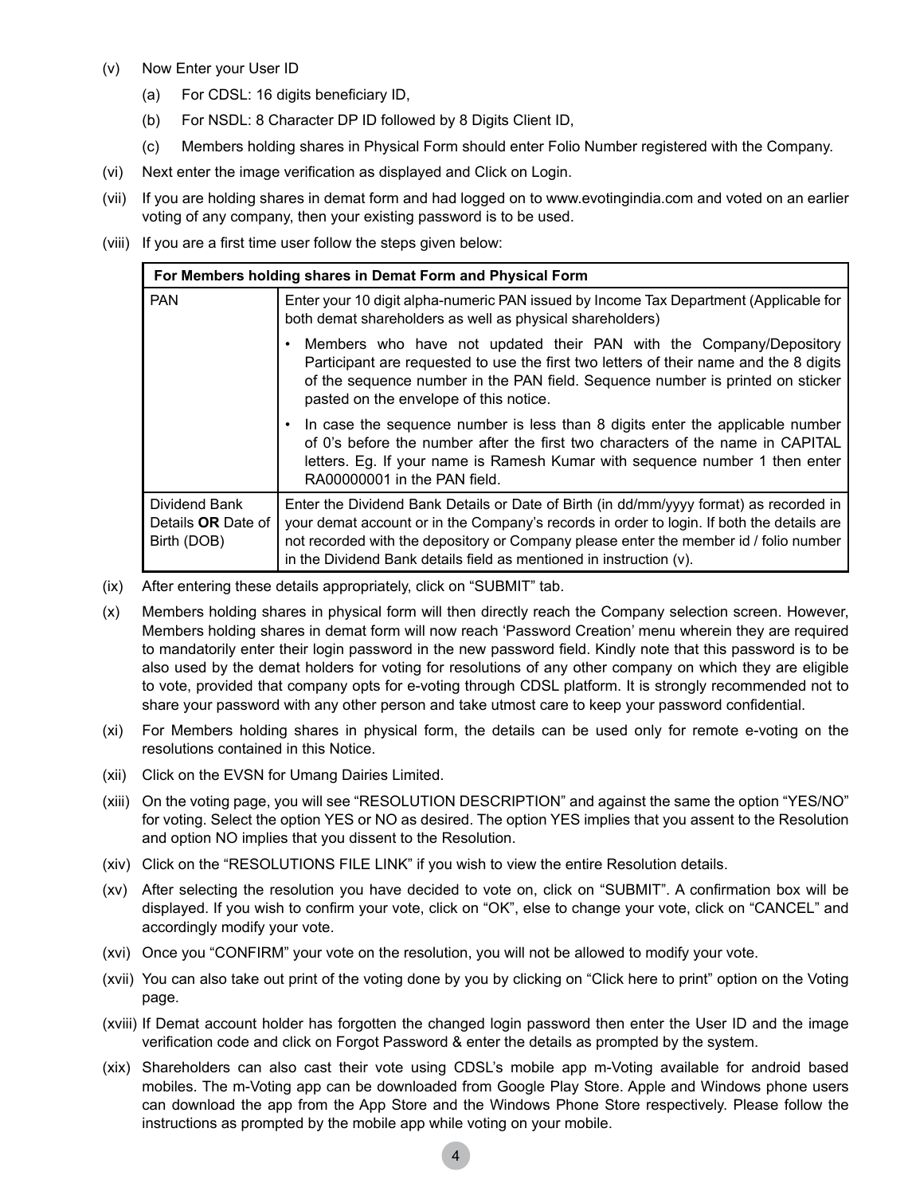(v) Now Enter your User ID

  (a) For CDSL: 16 digits beneficiary ID,

  (b) For NSDL: 8 Character DP ID followed by 8 Digits Client ID,

  (c) Members holding shares in Physical Form should enter Folio Number registered with the Company.

(vi) Next enter the image verification as displayed and Click on Login.

(vii) If you are holding shares in demat form and had logged on to www.evotingindia.com and voted on an earlier voting of any company, then your existing password is to be used.

(viii) If you are a first time user follow the steps given below:

| **For Members holding shares in Demat Form and Physical Form** | |
|---|---|
| PAN | Enter your 10 digit alpha-numeric PAN issued by Income Tax Department (Applicable for both demat shareholders as well as physical shareholders)<br>• Members who have not updated their PAN with the Company/Depository Participant are requested to use the first two letters of their name and the 8 digits of the sequence number in the PAN field. Sequence number is printed on sticker pasted on the envelope of this notice.<br>• In case the sequence number is less than 8 digits enter the applicable number of 0's before the number after the first two characters of the name in CAPITAL letters. Eg. If your name is Ramesh Kumar with sequence number 1 then enter RA00000001 in the PAN field. |
| Dividend Bank Details **OR** Date of Birth (DOB) | Enter the Dividend Bank Details or Date of Birth (in dd/mm/yyyy format) as recorded in your demat account or in the Company's records in order to login. If both the details are not recorded with the depository or Company please enter the member id / folio number in the Dividend Bank details field as mentioned in instruction (v). |

(ix) After entering these details appropriately, click on "SUBMIT" tab.

(x) Members holding shares in physical form will then directly reach the Company selection screen. However, Members holding shares in demat form will now reach 'Password Creation' menu wherein they are required to mandatorily enter their login password in the new password field. Kindly note that this password is to be also used by the demat holders for voting for resolutions of any other company on which they are eligible to vote, provided that company opts for e-voting through CDSL platform. It is strongly recommended not to share your password with any other person and take utmost care to keep your password confidential.

(xi) For Members holding shares in physical form, the details can be used only for remote e-voting on the resolutions contained in this Notice.

(xii) Click on the EVSN for Umang Dairies Limited.

(xiii) On the voting page, you will see "RESOLUTION DESCRIPTION" and against the same the option "YES/NO" for voting. Select the option YES or NO as desired. The option YES implies that you assent to the Resolution and option NO implies that you dissent to the Resolution.

(xiv) Click on the "RESOLUTIONS FILE LINK" if you wish to view the entire Resolution details.

(xv) After selecting the resolution you have decided to vote on, click on "SUBMIT". A confirmation box will be displayed. If you wish to confirm your vote, click on "OK", else to change your vote, click on "CANCEL" and accordingly modify your vote.

(xvi) Once you "CONFIRM" your vote on the resolution, you will not be allowed to modify your vote.

(xvii) You can also take out print of the voting done by you by clicking on "Click here to print" option on the Voting page.

(xviii) If Demat account holder has forgotten the changed login password then enter the User ID and the image verification code and click on Forgot Password & enter the details as prompted by the system.

(xix) Shareholders can also cast their vote using CDSL's mobile app m-Voting available for android based mobiles. The m-Voting app can be downloaded from Google Play Store. Apple and Windows phone users can download the app from the App Store and the Windows Phone Store respectively. Please follow the instructions as prompted by the mobile app while voting on your mobile.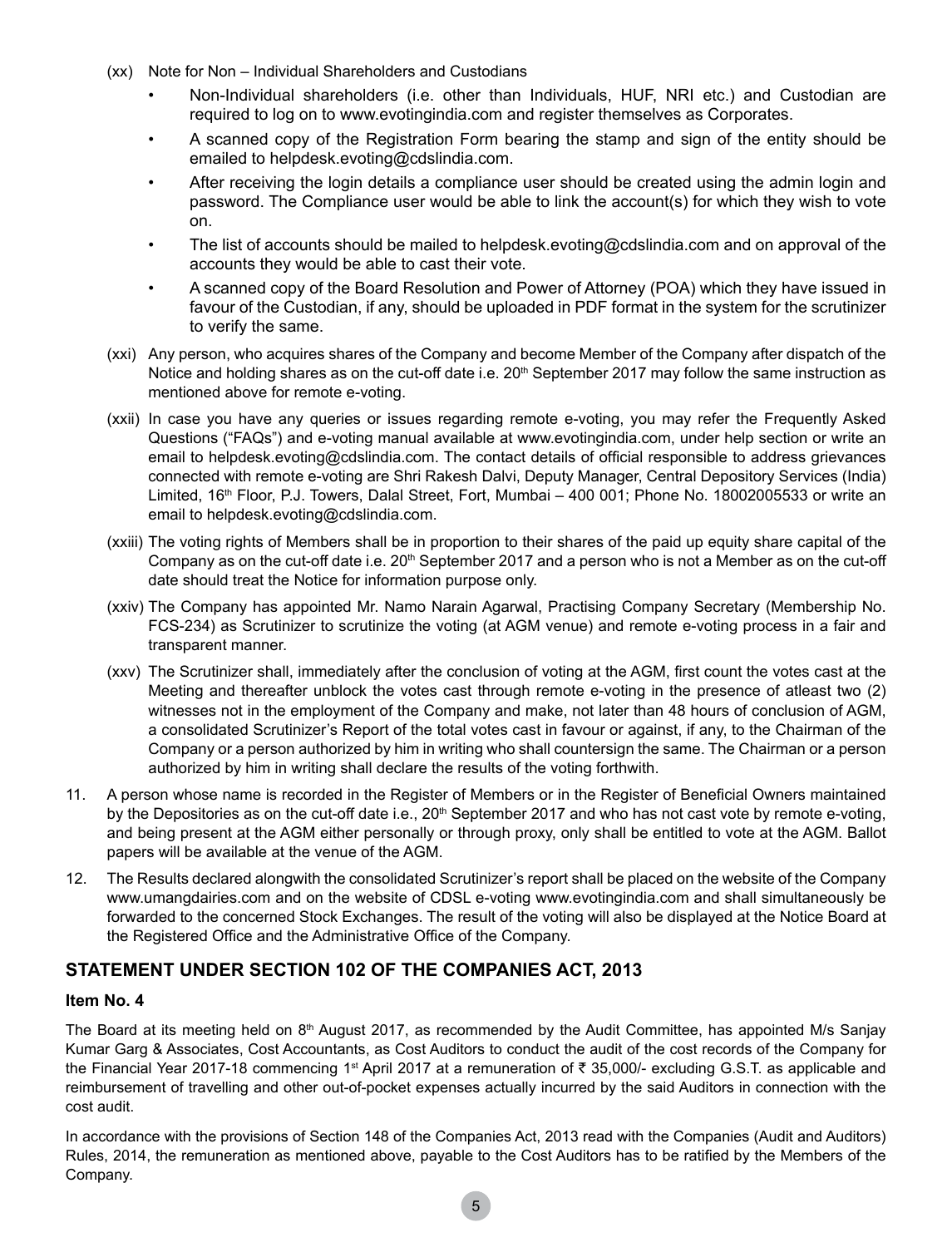(xx) Note for Non – Individual Shareholders and Custodians

- Non-Individual shareholders (i.e. other than Individuals, HUF, NRI etc.) and Custodian are required to log on to www.evotingindia.com and register themselves as Corporates.
- A scanned copy of the Registration Form bearing the stamp and sign of the entity should be emailed to helpdesk.evoting@cdslindia.com.
- After receiving the login details a compliance user should be created using the admin login and password. The Compliance user would be able to link the account(s) for which they wish to vote on.
- The list of accounts should be mailed to helpdesk.evoting@cdslindia.com and on approval of the accounts they would be able to cast their vote.
- A scanned copy of the Board Resolution and Power of Attorney (POA) which they have issued in favour of the Custodian, if any, should be uploaded in PDF format in the system for the scrutinizer to verify the same.

(xxi) Any person, who acquires shares of the Company and become Member of the Company after dispatch of the Notice and holding shares as on the cut-off date i.e. 20th September 2017 may follow the same instruction as mentioned above for remote e-voting.

(xxii) In case you have any queries or issues regarding remote e-voting, you may refer the Frequently Asked Questions ("FAQs") and e-voting manual available at www.evotingindia.com, under help section or write an email to helpdesk.evoting@cdslindia.com. The contact details of official responsible to address grievances connected with remote e-voting are Shri Rakesh Dalvi, Deputy Manager, Central Depository Services (India) Limited, 16th Floor, P.J. Towers, Dalal Street, Fort, Mumbai – 400 001; Phone No. 18002005533 or write an email to helpdesk.evoting@cdslindia.com.

(xxiii) The voting rights of Members shall be in proportion to their shares of the paid up equity share capital of the Company as on the cut-off date i.e. 20th September 2017 and a person who is not a Member as on the cut-off date should treat the Notice for information purpose only.

(xxiv) The Company has appointed Mr. Namo Narain Agarwal, Practising Company Secretary (Membership No. FCS-234) as Scrutinizer to scrutinize the voting (at AGM venue) and remote e-voting process in a fair and transparent manner.

(xxv) The Scrutinizer shall, immediately after the conclusion of voting at the AGM, first count the votes cast at the Meeting and thereafter unblock the votes cast through remote e-voting in the presence of atleast two (2) witnesses not in the employment of the Company and make, not later than 48 hours of conclusion of AGM, a consolidated Scrutinizer's Report of the total votes cast in favour or against, if any, to the Chairman of the Company or a person authorized by him in writing who shall countersign the same. The Chairman or a person authorized by him in writing shall declare the results of the voting forthwith.

11. A person whose name is recorded in the Register of Members or in the Register of Beneficial Owners maintained by the Depositories as on the cut-off date i.e., 20th September 2017 and who has not cast vote by remote e-voting, and being present at the AGM either personally or through proxy, only shall be entitled to vote at the AGM. Ballot papers will be available at the venue of the AGM.

12. The Results declared alongwith the consolidated Scrutinizer's report shall be placed on the website of the Company www.umangdairies.com and on the website of CDSL e-voting www.evotingindia.com and shall simultaneously be forwarded to the concerned Stock Exchanges. The result of the voting will also be displayed at the Notice Board at the Registered Office and the Administrative Office of the Company.

## STATEMENT UNDER SECTION 102 OF THE COMPANIES ACT, 2013

### Item No. 4

The Board at its meeting held on 8th August 2017, as recommended by the Audit Committee, has appointed M/s Sanjay Kumar Garg & Associates, Cost Accountants, as Cost Auditors to conduct the audit of the cost records of the Company for the Financial Year 2017-18 commencing 1st April 2017 at a remuneration of ₹ 35,000/- excluding G.S.T. as applicable and reimbursement of travelling and other out-of-pocket expenses actually incurred by the said Auditors in connection with the cost audit.

In accordance with the provisions of Section 148 of the Companies Act, 2013 read with the Companies (Audit and Auditors) Rules, 2014, the remuneration as mentioned above, payable to the Cost Auditors has to be ratified by the Members of the Company.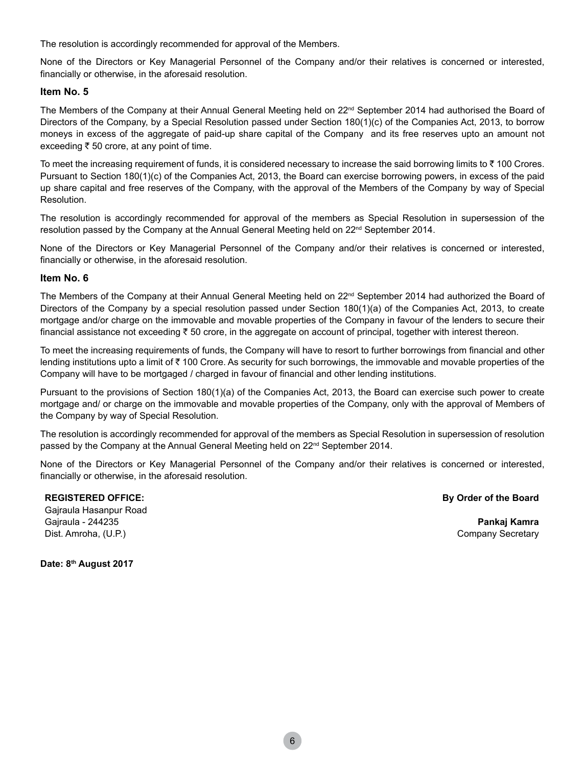The resolution is accordingly recommended for approval of the Members.

None of the Directors or Key Managerial Personnel of the Company and/or their relatives is concerned or interested, financially or otherwise, in the aforesaid resolution.

### Item No. 5

The Members of the Company at their Annual General Meeting held on 22nd September 2014 had authorised the Board of Directors of the Company, by a Special Resolution passed under Section 180(1)(c) of the Companies Act, 2013, to borrow moneys in excess of the aggregate of paid-up share capital of the Company and its free reserves upto an amount not exceeding ₹ 50 crore, at any point of time.

To meet the increasing requirement of funds, it is considered necessary to increase the said borrowing limits to ₹ 100 Crores. Pursuant to Section 180(1)(c) of the Companies Act, 2013, the Board can exercise borrowing powers, in excess of the paid up share capital and free reserves of the Company, with the approval of the Members of the Company by way of Special Resolution.

The resolution is accordingly recommended for approval of the members as Special Resolution in supersession of the resolution passed by the Company at the Annual General Meeting held on 22nd September 2014.

None of the Directors or Key Managerial Personnel of the Company and/or their relatives is concerned or interested, financially or otherwise, in the aforesaid resolution.

### Item No. 6

The Members of the Company at their Annual General Meeting held on 22nd September 2014 had authorized the Board of Directors of the Company by a special resolution passed under Section 180(1)(a) of the Companies Act, 2013, to create mortgage and/or charge on the immovable and movable properties of the Company in favour of the lenders to secure their financial assistance not exceeding ₹ 50 crore, in the aggregate on account of principal, together with interest thereon.

To meet the increasing requirements of funds, the Company will have to resort to further borrowings from financial and other lending institutions upto a limit of ₹ 100 Crore. As security for such borrowings, the immovable and movable properties of the Company will have to be mortgaged / charged in favour of financial and other lending institutions.

Pursuant to the provisions of Section 180(1)(a) of the Companies Act, 2013, the Board can exercise such power to create mortgage and/ or charge on the immovable and movable properties of the Company, only with the approval of Members of the Company by way of Special Resolution.

The resolution is accordingly recommended for approval of the members as Special Resolution in supersession of resolution passed by the Company at the Annual General Meeting held on 22nd September 2014.

None of the Directors or Key Managerial Personnel of the Company and/or their relatives is concerned or interested, financially or otherwise, in the aforesaid resolution.

**REGISTERED OFFICE:**
Gajraula Hasanpur Road
Gajraula - 244235
Dist. Amroha, (U.P.)

**By Order of the Board**

**Pankaj Kamra**
Company Secretary

**Date: 8th August 2017**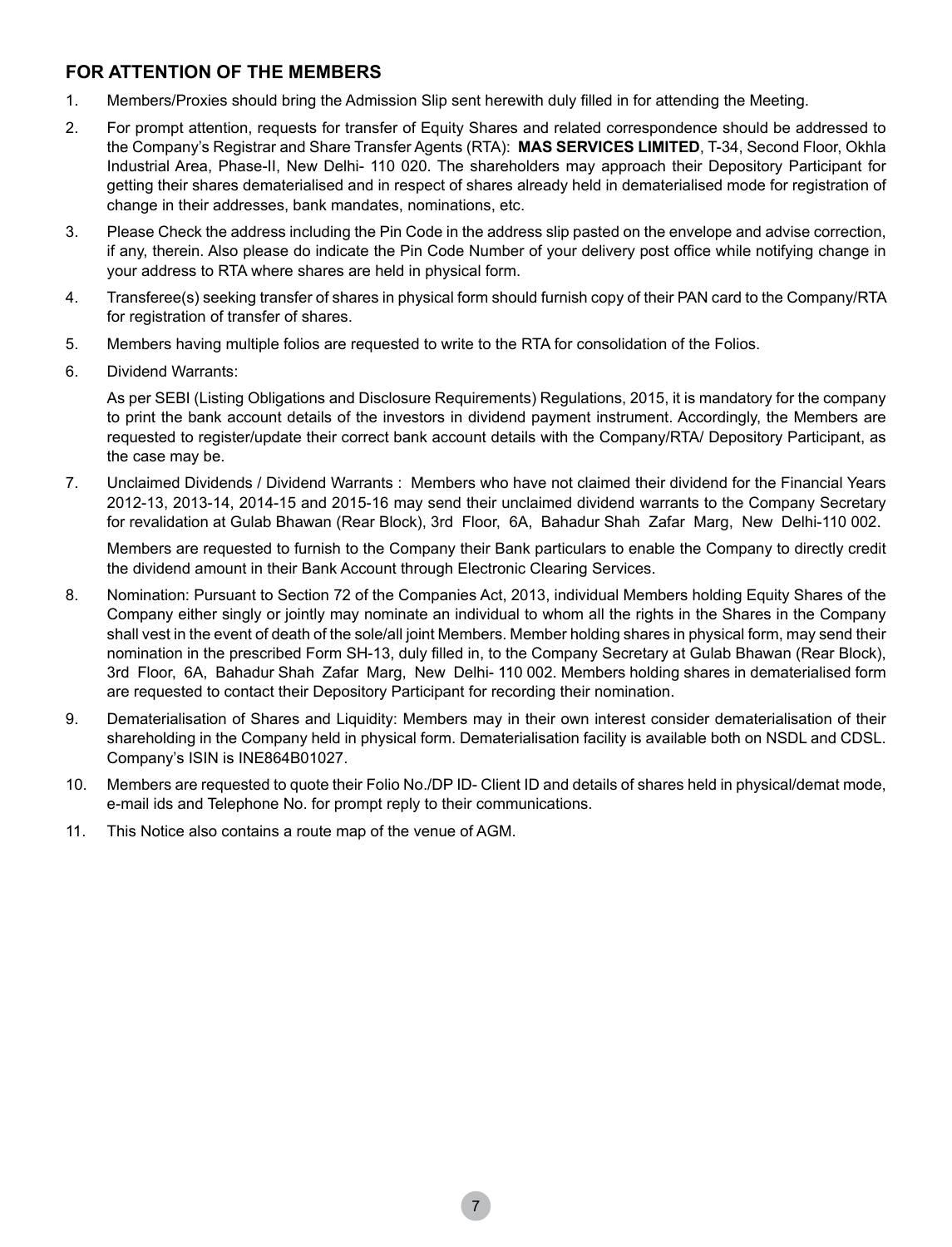## FOR ATTENTION OF THE MEMBERS

1. Members/Proxies should bring the Admission Slip sent herewith duly filled in for attending the Meeting.

2. For prompt attention, requests for transfer of Equity Shares and related correspondence should be addressed to the Company's Registrar and Share Transfer Agents (RTA): **MAS SERVICES LIMITED**, T-34, Second Floor, Okhla Industrial Area, Phase-II, New Delhi- 110 020. The shareholders may approach their Depository Participant for getting their shares dematerialised and in respect of shares already held in dematerialised mode for registration of change in their addresses, bank mandates, nominations, etc.

3. Please Check the address including the Pin Code in the address slip pasted on the envelope and advise correction, if any, therein. Also please do indicate the Pin Code Number of your delivery post office while notifying change in your address to RTA where shares are held in physical form.

4. Transferee(s) seeking transfer of shares in physical form should furnish copy of their PAN card to the Company/RTA for registration of transfer of shares.

5. Members having multiple folios are requested to write to the RTA for consolidation of the Folios.

6. Dividend Warrants:

   As per SEBI (Listing Obligations and Disclosure Requirements) Regulations, 2015, it is mandatory for the company to print the bank account details of the investors in dividend payment instrument. Accordingly, the Members are requested to register/update their correct bank account details with the Company/RTA/ Depository Participant, as the case may be.

7. Unclaimed Dividends / Dividend Warrants : Members who have not claimed their dividend for the Financial Years 2012-13, 2013-14, 2014-15 and 2015-16 may send their unclaimed dividend warrants to the Company Secretary for revalidation at Gulab Bhawan (Rear Block), 3rd Floor, 6A, Bahadur Shah Zafar Marg, New Delhi-110 002.

   Members are requested to furnish to the Company their Bank particulars to enable the Company to directly credit the dividend amount in their Bank Account through Electronic Clearing Services.

8. Nomination: Pursuant to Section 72 of the Companies Act, 2013, individual Members holding Equity Shares of the Company either singly or jointly may nominate an individual to whom all the rights in the Shares in the Company shall vest in the event of death of the sole/all joint Members. Member holding shares in physical form, may send their nomination in the prescribed Form SH-13, duly filled in, to the Company Secretary at Gulab Bhawan (Rear Block), 3rd Floor, 6A, Bahadur Shah Zafar Marg, New Delhi- 110 002. Members holding shares in dematerialised form are requested to contact their Depository Participant for recording their nomination.

9. Dematerialisation of Shares and Liquidity: Members may in their own interest consider dematerialisation of their shareholding in the Company held in physical form. Dematerialisation facility is available both on NSDL and CDSL. Company's ISIN is INE864B01027.

10. Members are requested to quote their Folio No./DP ID- Client ID and details of shares held in physical/demat mode, e-mail ids and Telephone No. for prompt reply to their communications.

11. This Notice also contains a route map of the venue of AGM.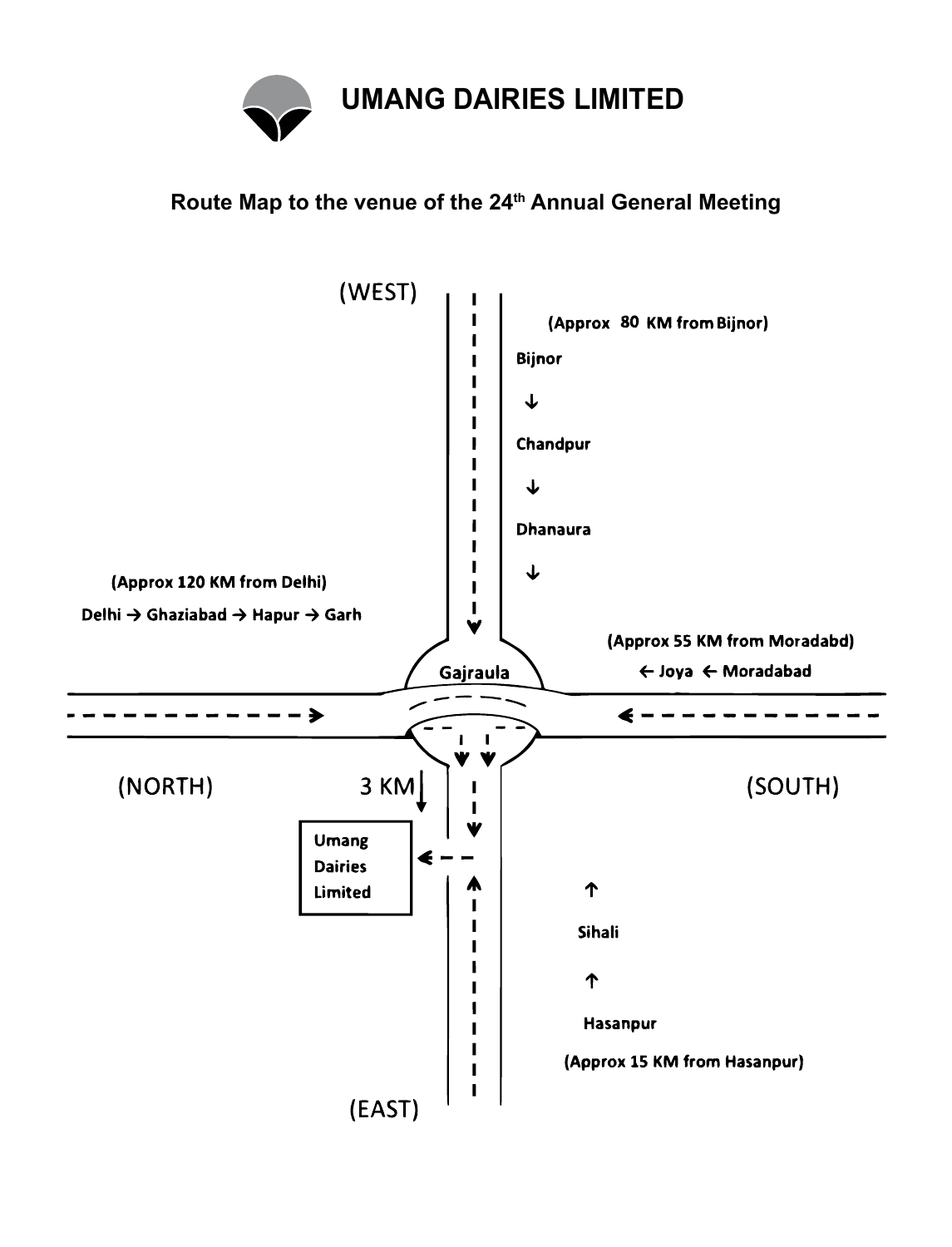# UMANG DAIRIES LIMITED

## Route Map to the venue of the 24th Annual General Meeting

(WEST)

(Approx 80 KM from Bijnor)

Bijnor

↓

Chandpur

↓

Dhanaura

↓

(Approx 120 KM from Delhi)

Delhi → Ghaziabad → Hapur → Garh

(Approx 55 KM from Moradabd)

← Joya ← Moradabad

Gajraula

(NORTH)

3 KM

(SOUTH)

Umang Dairies Limited

↑

Sihali

↑

Hasanpur

(Approx 15 KM from Hasanpur)

(EAST)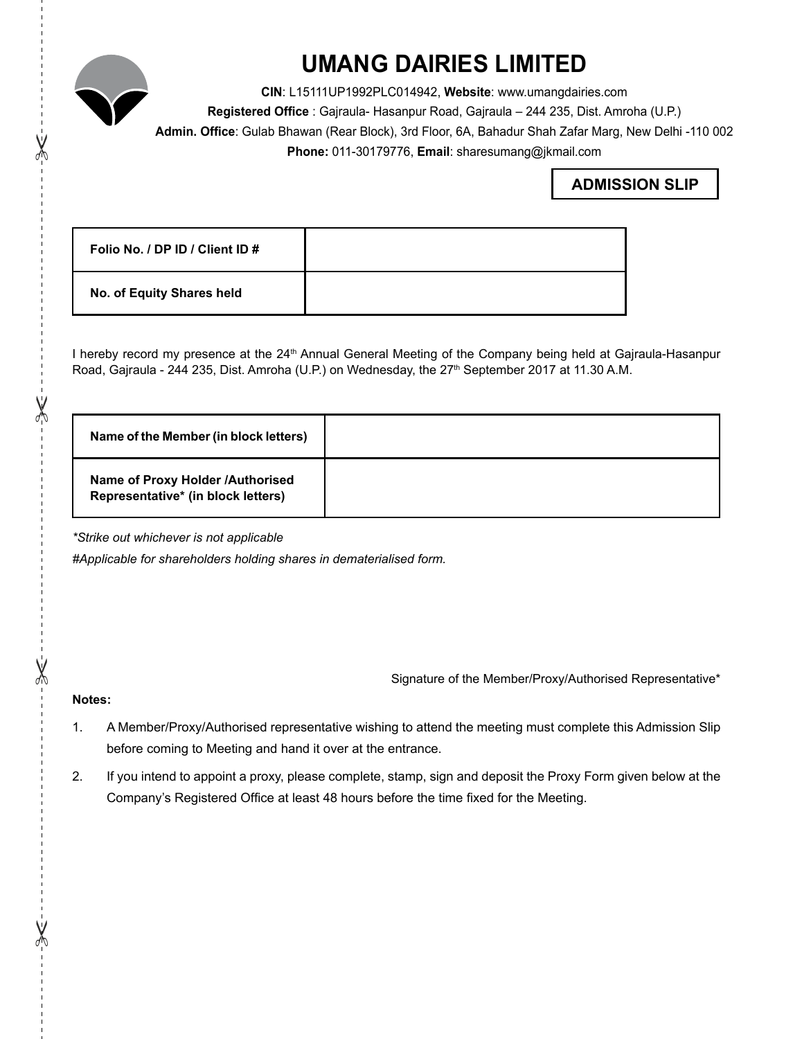# UMANG DAIRIES LIMITED

**CIN**: L15111UP1992PLC014942, **Website**: www.umangdairies.com

**Registered Office** : Gajraula- Hasanpur Road, Gajraula – 244 235, Dist. Amroha (U.P.)

**Admin. Office**: Gulab Bhawan (Rear Block), 3rd Floor, 6A, Bahadur Shah Zafar Marg, New Delhi -110 002

**Phone:** 011-30179776, **Email**: sharesumang@jkmail.com

## ADMISSION SLIP

| **Folio No. / DP ID / Client ID #** | |
|---|---|
| **No. of Equity Shares held** | |

I hereby record my presence at the 24th Annual General Meeting of the Company being held at Gajraula-Hasanpur Road, Gajraula - 244 235, Dist. Amroha (U.P.) on Wednesday, the 27th September 2017 at 11.30 A.M.

| **Name of the Member (in block letters)** | |
|---|---|
| **Name of Proxy Holder /Authorised Representative* (in block letters)** | |

*\*Strike out whichever is not applicable*

*#Applicable for shareholders holding shares in dematerialised form.*

Signature of the Member/Proxy/Authorised Representative*

**Notes:**

1. A Member/Proxy/Authorised representative wishing to attend the meeting must complete this Admission Slip before coming to Meeting and hand it over at the entrance.
2. If you intend to appoint a proxy, please complete, stamp, sign and deposit the Proxy Form given below at the Company's Registered Office at least 48 hours before the time fixed for the Meeting.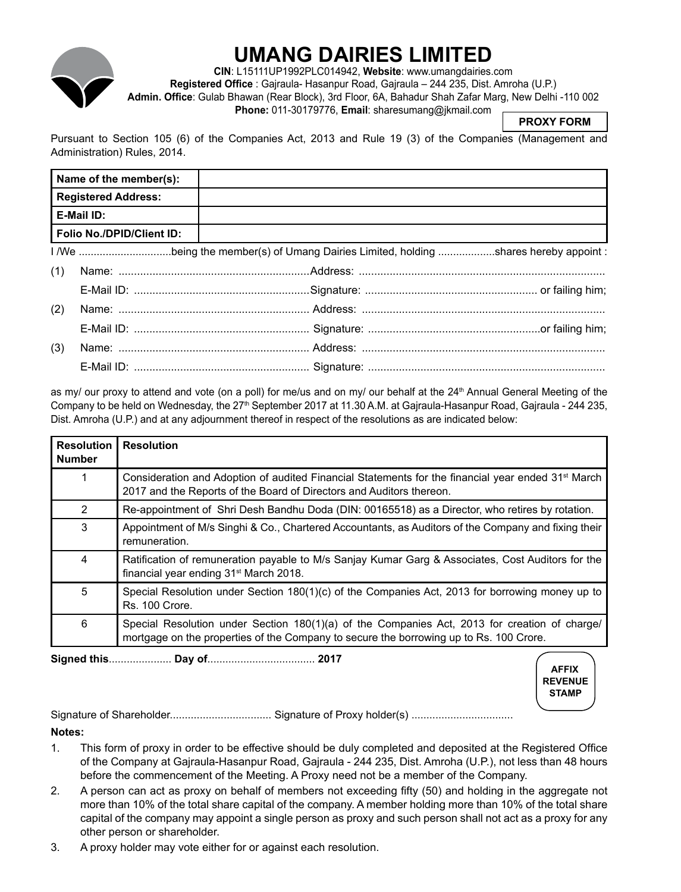# UMANG DAIRIES LIMITED

**CIN**: L15111UP1992PLC014942, **Website**: www.umangdairies.com
**Registered Office** : Gajraula- Hasanpur Road, Gajraula – 244 235, Dist. Amroha (U.P.)
**Admin. Office**: Gulab Bhawan (Rear Block), 3rd Floor, 6A, Bahadur Shah Zafar Marg, New Delhi -110 002
**Phone:** 011-30179776, **Email**: sharesumang@jkmail.com

**PROXY FORM**

Pursuant to Section 105 (6) of the Companies Act, 2013 and Rule 19 (3) of the Companies (Management and Administration) Rules, 2014.

| | |
|---|---|
| **Name of the member(s):** | |
| **Registered Address:** | |
| **E-Mail ID:** | |
| **Folio No./DPID/Client ID:** | |

I /We ..............................being the member(s) of Umang Dairies Limited, holding ..................shares hereby appoint :

(1) Name: ..............................................................Address: ...............................................................................
E-Mail ID: .........................................................Signature: ....................................................... or failing him;

(2) Name: ............................................................. Address: ..............................................................................
E-Mail ID: ......................................................... Signature: ........................................................or failing him;

(3) Name: ............................................................. Address: ..............................................................................
E-Mail ID: ......................................................... Signature: ............................................................................

as my/ our proxy to attend and vote (on a poll) for me/us and on my/ our behalf at the 24th Annual General Meeting of the Company to be held on Wednesday, the 27th September 2017 at 11.30 A.M. at Gajraula-Hasanpur Road, Gajraula - 244 235, Dist. Amroha (U.P.) and at any adjournment thereof in respect of the resolutions as are indicated below:

| Resolution Number | Resolution |
|---|---|
| 1 | Consideration and Adoption of audited Financial Statements for the financial year ended 31st March 2017 and the Reports of the Board of Directors and Auditors thereon. |
| 2 | Re-appointment of Shri Desh Bandhu Doda (DIN: 00165518) as a Director, who retires by rotation. |
| 3 | Appointment of M/s Singhi & Co., Chartered Accountants, as Auditors of the Company and fixing their remuneration. |
| 4 | Ratification of remuneration payable to M/s Sanjay Kumar Garg & Associates, Cost Auditors for the financial year ending 31st March 2018. |
| 5 | Special Resolution under Section 180(1)(c) of the Companies Act, 2013 for borrowing money up to Rs. 100 Crore. |
| 6 | Special Resolution under Section 180(1)(a) of the Companies Act, 2013 for creation of charge/ mortgage on the properties of the Company to secure the borrowing up to Rs. 100 Crore. |

**Signed this**.................... **Day of**................................... **2017**

AFFIX REVENUE STAMP

Signature of Shareholder................................. Signature of Proxy holder(s) .................................

**Notes:**

1. This form of proxy in order to be effective should be duly completed and deposited at the Registered Office of the Company at Gajraula-Hasanpur Road, Gajraula - 244 235, Dist. Amroha (U.P.), not less than 48 hours before the commencement of the Meeting. A Proxy need not be a member of the Company.
2. A person can act as proxy on behalf of members not exceeding fifty (50) and holding in the aggregate not more than 10% of the total share capital of the company. A member holding more than 10% of the total share capital of the company may appoint a single person as proxy and such person shall not act as a proxy for any other person or shareholder.
3. A proxy holder may vote either for or against each resolution.